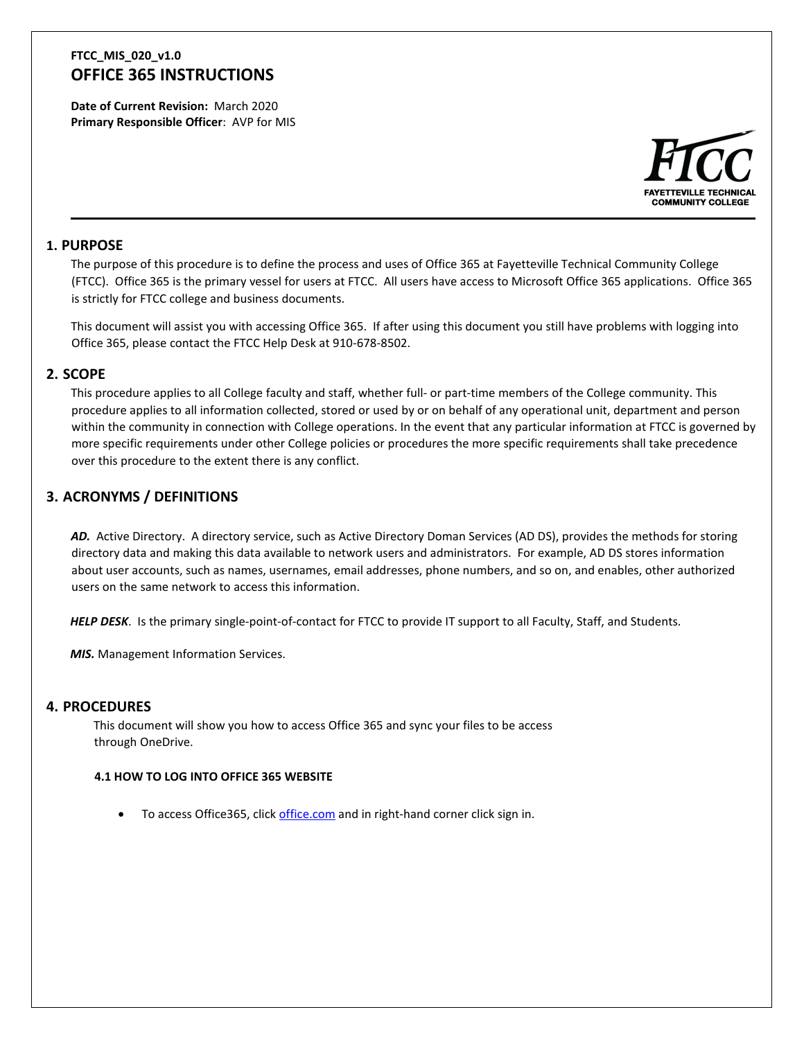**FTCC_MIS_020_v1.0**

# OFFICE 365 INSTRUCTIONS

**Date of Current Revision:** March 2020
**Primary Responsible Officer**: AVP for MIS

## 1. PURPOSE

The purpose of this procedure is to define the process and uses of Office 365 at Fayetteville Technical Community College (FTCC). Office 365 is the primary vessel for users at FTCC. All users have access to Microsoft Office 365 applications. Office 365 is strictly for FTCC college and business documents.

This document will assist you with accessing Office 365. If after using this document you still have problems with logging into Office 365, please contact the FTCC Help Desk at 910-678-8502.

## 2. SCOPE

This procedure applies to all College faculty and staff, whether full- or part-time members of the College community. This procedure applies to all information collected, stored or used by or on behalf of any operational unit, department and person within the community in connection with College operations. In the event that any particular information at FTCC is governed by more specific requirements under other College policies or procedures the more specific requirements shall take precedence over this procedure to the extent there is any conflict.

## 3. ACRONYMS / DEFINITIONS

***AD.*** Active Directory. A directory service, such as Active Directory Doman Services (AD DS), provides the methods for storing directory data and making this data available to network users and administrators. For example, AD DS stores information about user accounts, such as names, usernames, email addresses, phone numbers, and so on, and enables, other authorized users on the same network to access this information.

***HELP DESK***. Is the primary single-point-of-contact for FTCC to provide IT support to all Faculty, Staff, and Students.

***MIS.*** Management Information Services.

## 4. PROCEDURES

This document will show you how to access Office 365 and sync your files to be access through OneDrive.

### 4.1 HOW TO LOG INTO OFFICE 365 WEBSITE

- To access Office365, click [office.com](office.com) and in right-hand corner click sign in.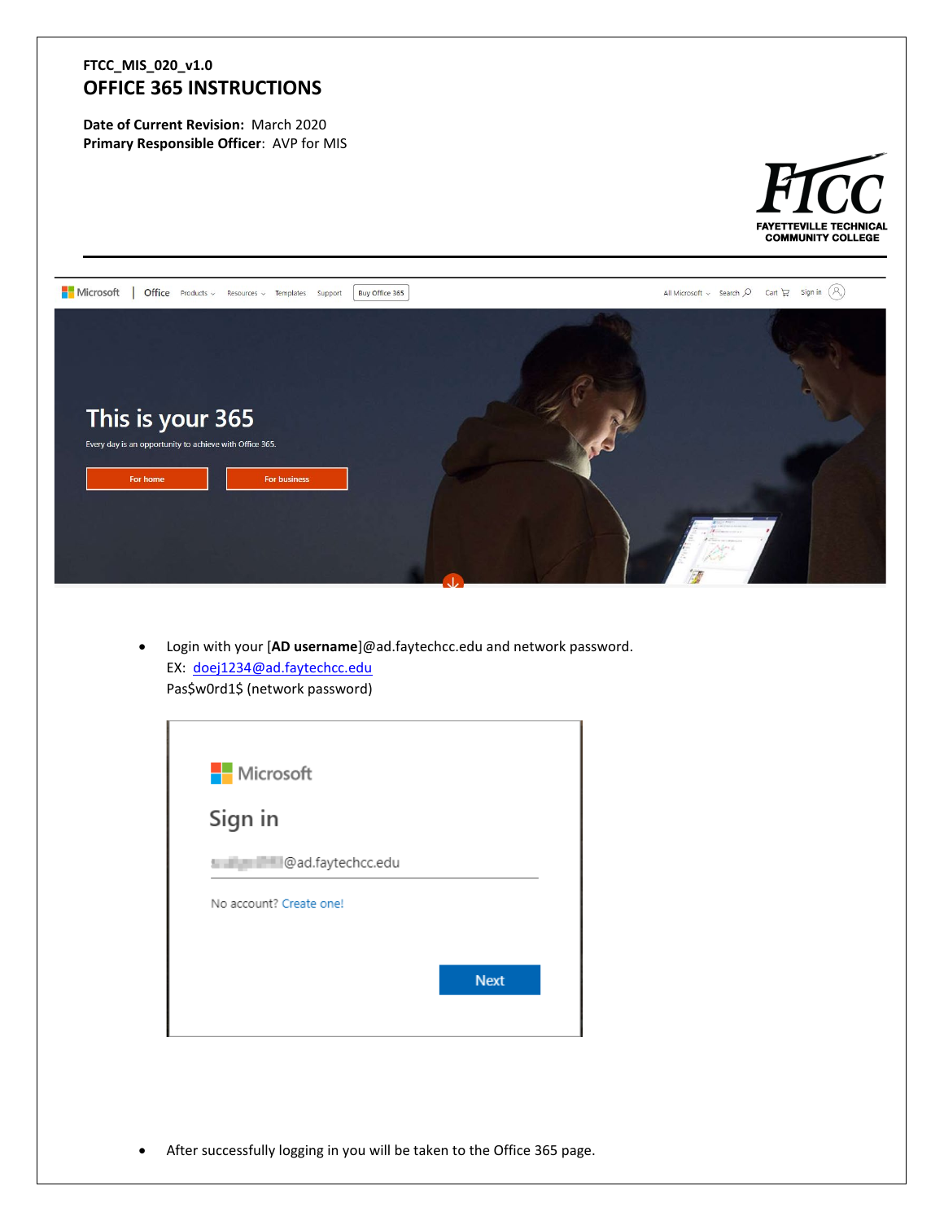FTCC_MIS_020_v1.0

# OFFICE 365 INSTRUCTIONS

**Date of Current Revision:** March 2020
**Primary Responsible Officer**: AVP for MIS

- Login with your [**AD username**]@ad.faytechcc.edu and network password.
  EX: doej1234@ad.faytechcc.edu
  Pas$w0rd1$ (network password)

- After successfully logging in you will be taken to the Office 365 page.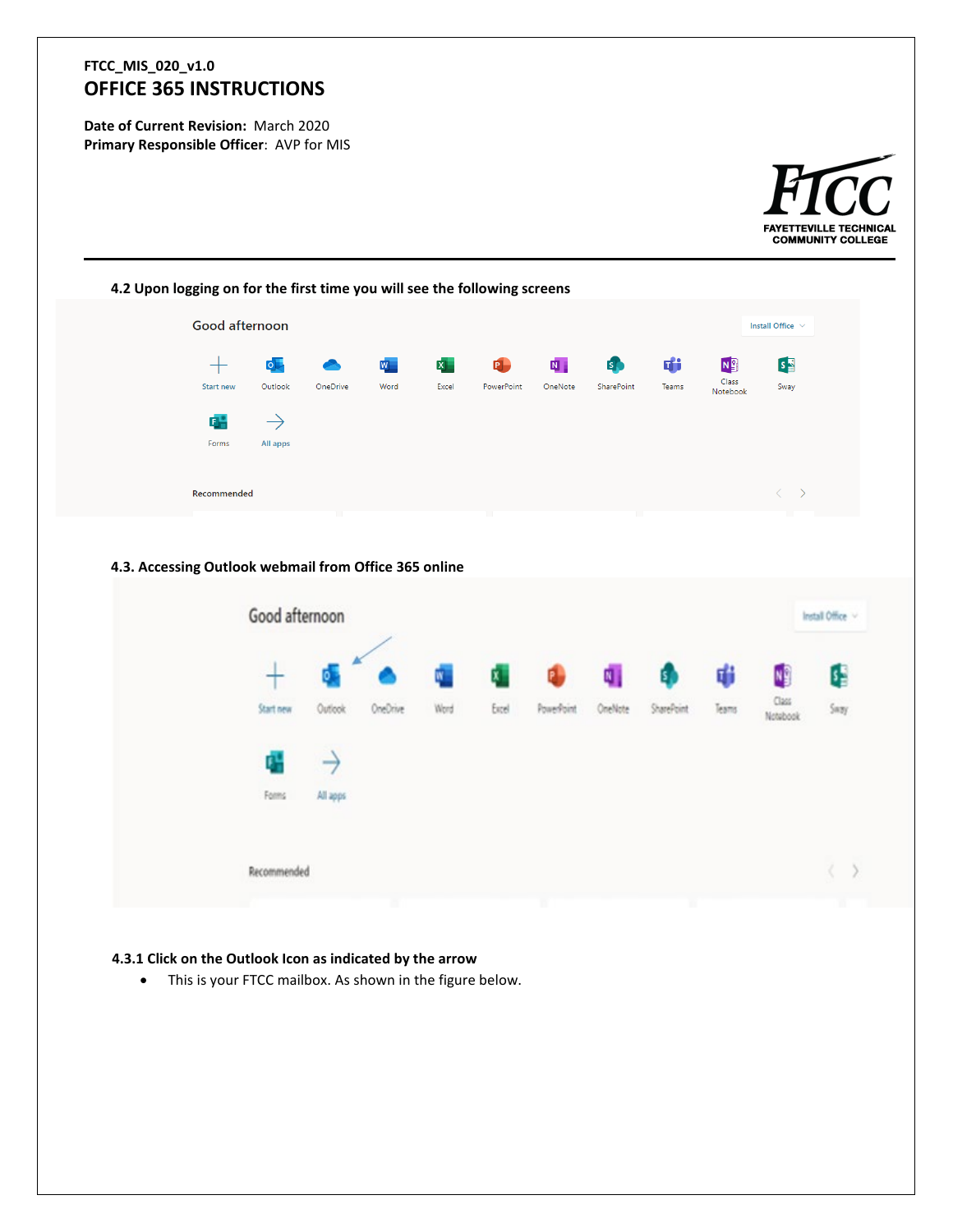### 4.2 Upon logging on for the first time you will see the following screens

### 4.3. Accessing Outlook webmail from Office 365 online

### 4.3.1 Click on the Outlook Icon as indicated by the arrow

- This is your FTCC mailbox. As shown in the figure below.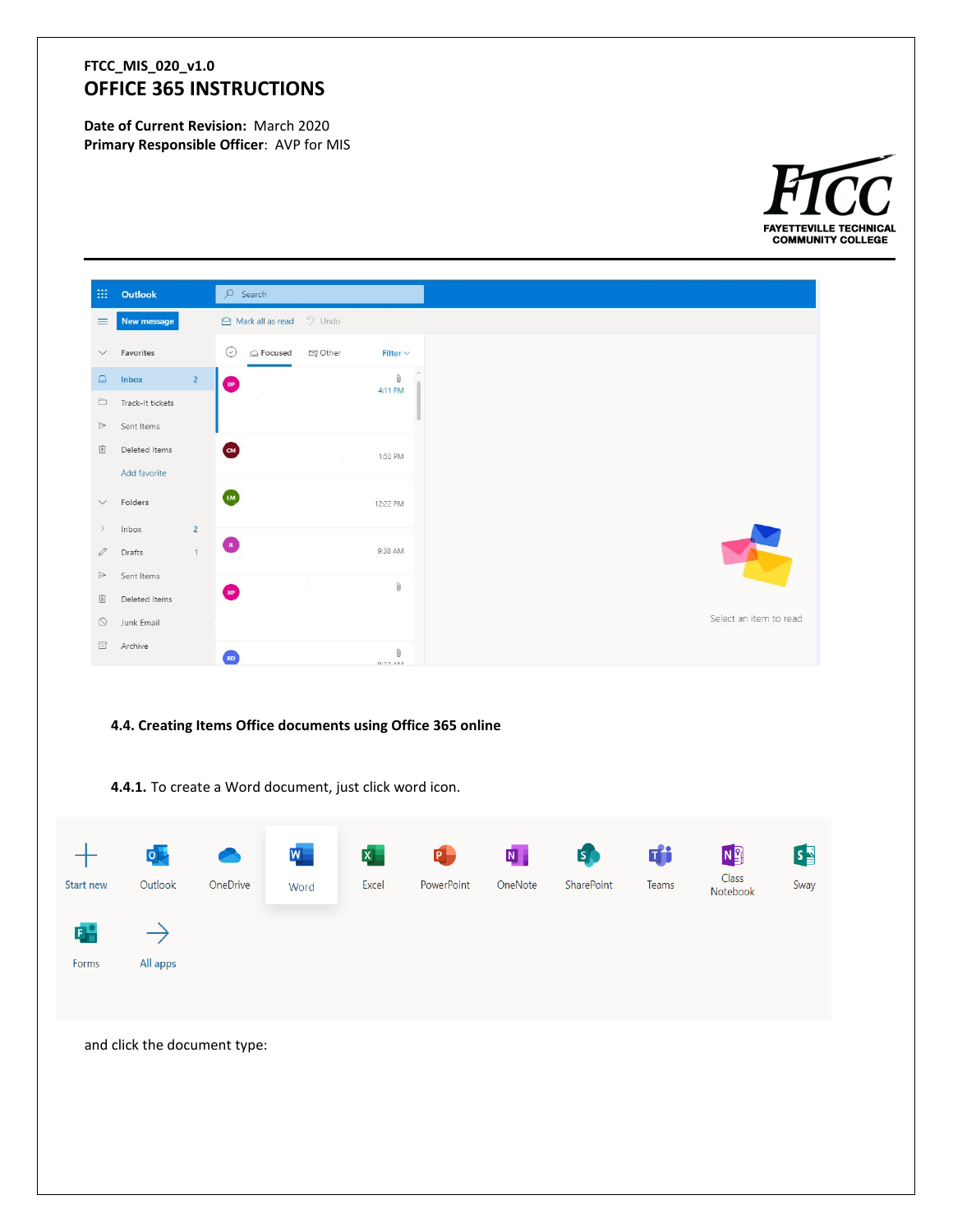#### 4.4. Creating Items Office documents using Office 365 online

**4.4.1.** To create a Word document, just click word icon.

and click the document type: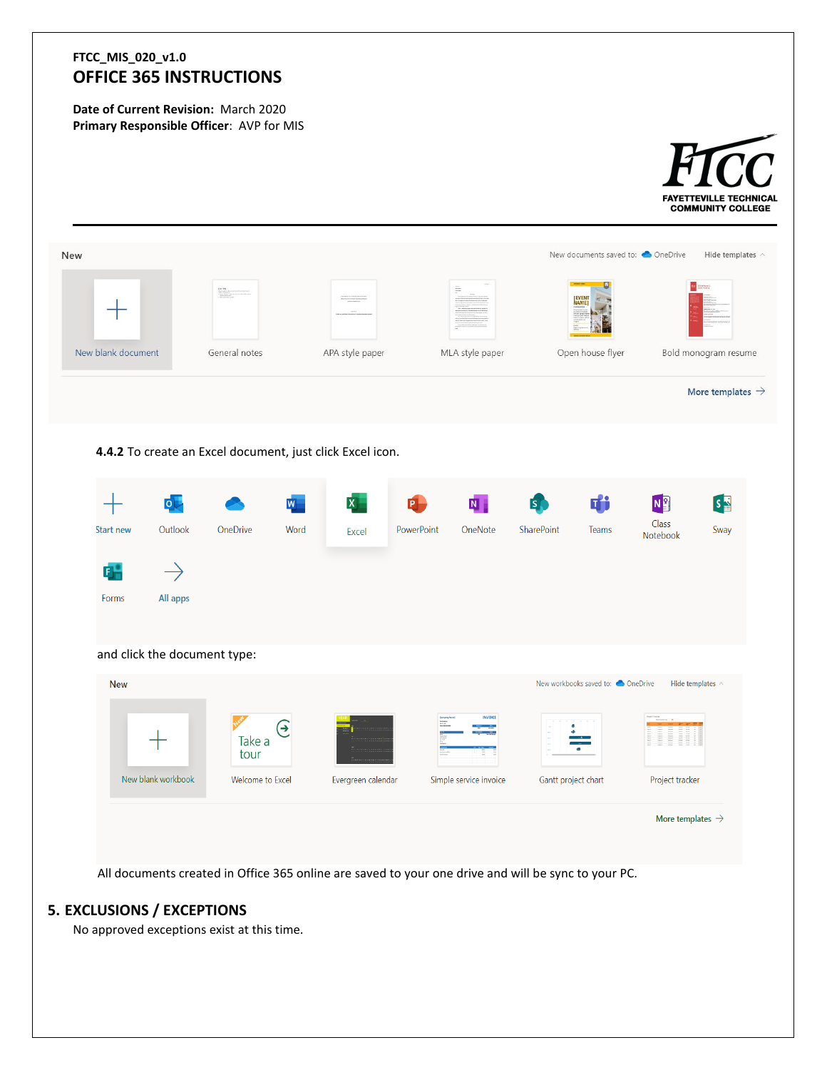FTCC_MIS_020_v1.0

# OFFICE 365 INSTRUCTIONS

**Date of Current Revision:** March 2020
**Primary Responsible Officer:** AVP for MIS

New — New documents saved to: OneDrive — Hide templates

New blank document | General notes | APA style paper | MLA style paper | Open house flyer | Bold monogram resume

More templates →

**4.4.2** To create an Excel document, just click Excel icon.

Start new | Outlook | OneDrive | Word | Excel | PowerPoint | OneNote | SharePoint | Teams | Class Notebook | Sway | Forms | All apps

and click the document type:

New — New workbooks saved to: OneDrive — Hide templates

New blank workbook | Welcome to Excel | Evergreen calendar | Simple service invoice | Gantt project chart | Project tracker

More templates →

All documents created in Office 365 online are saved to your one drive and will be sync to your PC.

## 5. EXCLUSIONS / EXCEPTIONS

No approved exceptions exist at this time.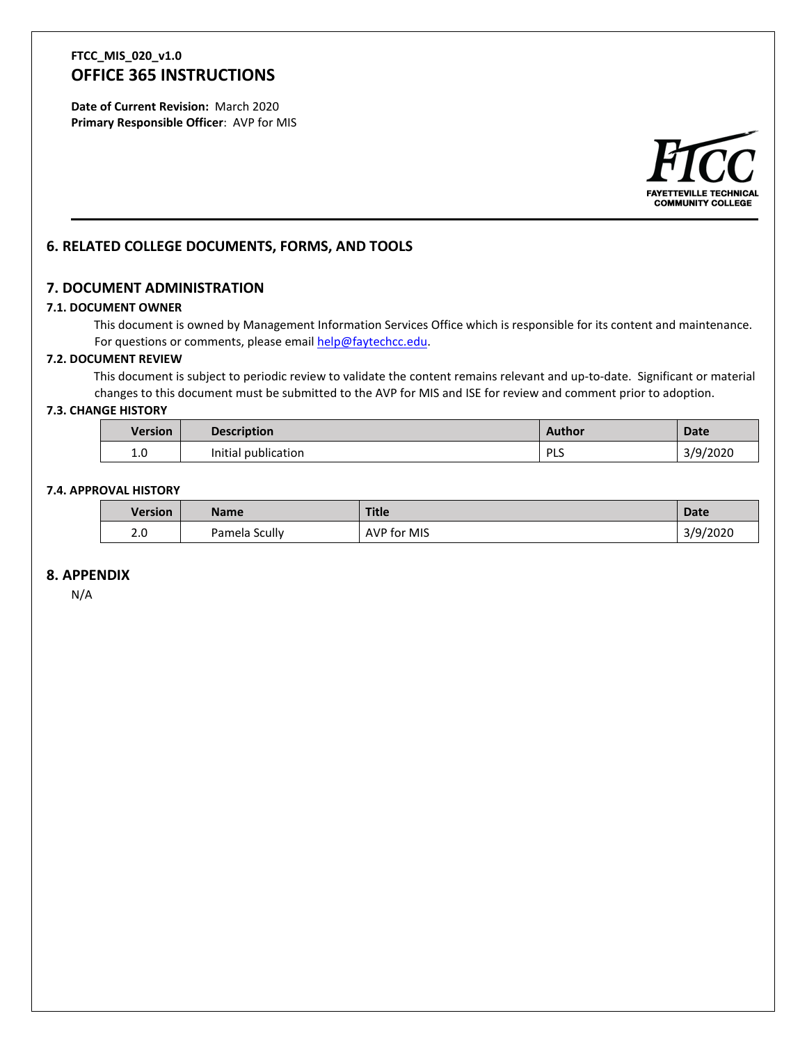## 6. RELATED COLLEGE DOCUMENTS, FORMS, AND TOOLS

## 7. DOCUMENT ADMINISTRATION

### 7.1. DOCUMENT OWNER

This document is owned by Management Information Services Office which is responsible for its content and maintenance. For questions or comments, please email help@faytechcc.edu.

### 7.2. DOCUMENT REVIEW

This document is subject to periodic review to validate the content remains relevant and up-to-date. Significant or material changes to this document must be submitted to the AVP for MIS and ISE for review and comment prior to adoption.

### 7.3. CHANGE HISTORY

| Version | Description | Author | Date |
|---|---|---|---|
| 1.0 | Initial publication | PLS | 3/9/2020 |

### 7.4. APPROVAL HISTORY

| Version | Name | Title | Date |
|---|---|---|---|
| 2.0 | Pamela Scully | AVP for MIS | 3/9/2020 |

## 8. APPENDIX

N/A